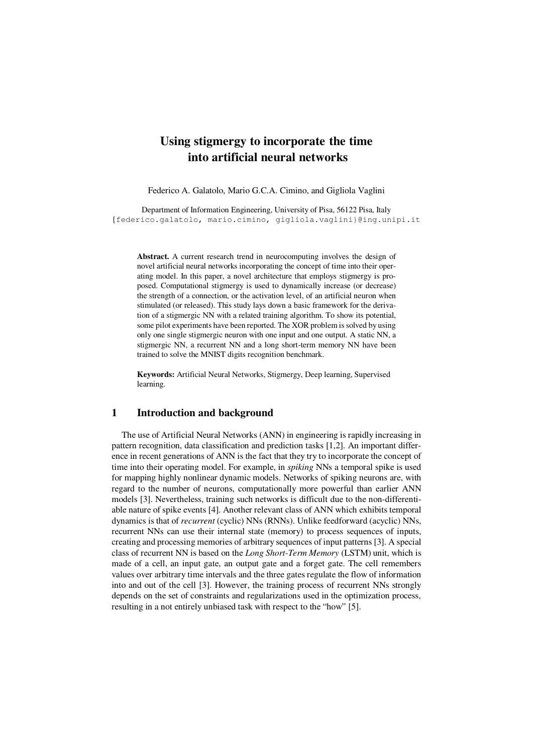# Using stigmergy to incorporate the time into artificial neural networks

Federico A. Galatolo, Mario G.C.A. Cimino, and Gigliola Vaglini

Department of Information Engineering, University of Pisa, 56122 Pisa, Italy
{federico.galatolo, mario.cimino, gigliola.vaglini}@ing.unipi.it

**Abstract.** A current research trend in neurocomputing involves the design of novel artificial neural networks incorporating the concept of time into their operating model. In this paper, a novel architecture that employs stigmergy is proposed. Computational stigmergy is used to dynamically increase (or decrease) the strength of a connection, or the activation level, of an artificial neuron when stimulated (or released). This study lays down a basic framework for the derivation of a stigmergic NN with a related training algorithm. To show its potential, some pilot experiments have been reported. The XOR problem is solved by using only one single stigmergic neuron with one input and one output. A static NN, a stigmergic NN, a recurrent NN and a long short-term memory NN have been trained to solve the MNIST digits recognition benchmark.

**Keywords:** Artificial Neural Networks, Stigmergy, Deep learning, Supervised learning.

## 1 Introduction and background

The use of Artificial Neural Networks (ANN) in engineering is rapidly increasing in pattern recognition, data classification and prediction tasks [1,2]. An important difference in recent generations of ANN is the fact that they try to incorporate the concept of time into their operating model. For example, in *spiking* NNs a temporal spike is used for mapping highly nonlinear dynamic models. Networks of spiking neurons are, with regard to the number of neurons, computationally more powerful than earlier ANN models [3]. Nevertheless, training such networks is difficult due to the non-differentiable nature of spike events [4]. Another relevant class of ANN which exhibits temporal dynamics is that of *recurrent* (cyclic) NNs (RNNs). Unlike feedforward (acyclic) NNs, recurrent NNs can use their internal state (memory) to process sequences of inputs, creating and processing memories of arbitrary sequences of input patterns [3]. A special class of recurrent NN is based on the *Long Short-Term Memory* (LSTM) unit, which is made of a cell, an input gate, an output gate and a forget gate. The cell remembers values over arbitrary time intervals and the three gates regulate the flow of information into and out of the cell [3]. However, the training process of recurrent NNs strongly depends on the set of constraints and regularizations used in the optimization process, resulting in a not entirely unbiased task with respect to the "how" [5].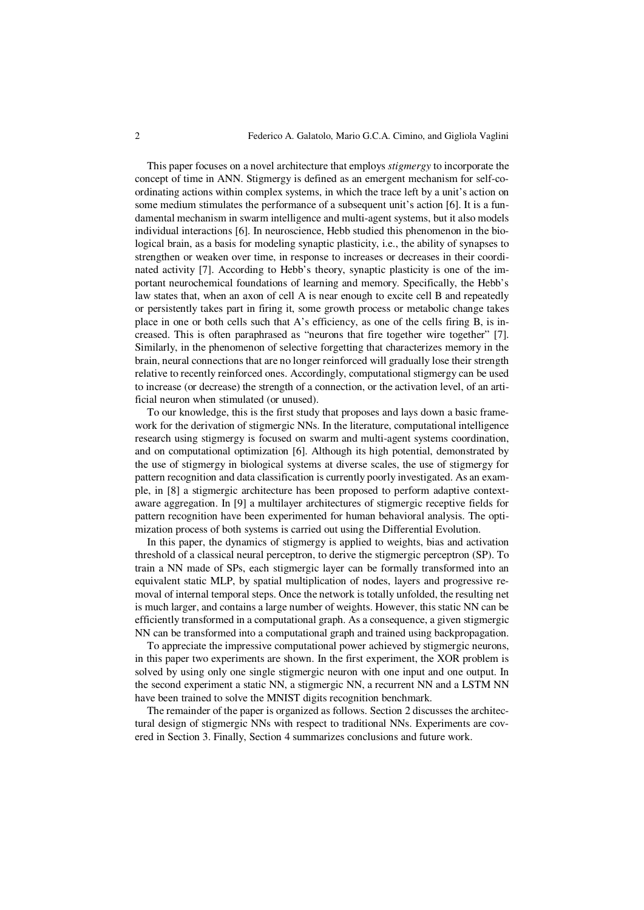This paper focuses on a novel architecture that employs *stigmergy* to incorporate the concept of time in ANN. Stigmergy is defined as an emergent mechanism for self-coordinating actions within complex systems, in which the trace left by a unit's action on some medium stimulates the performance of a subsequent unit's action [6]. It is a fundamental mechanism in swarm intelligence and multi-agent systems, but it also models individual interactions [6]. In neuroscience, Hebb studied this phenomenon in the biological brain, as a basis for modeling synaptic plasticity, i.e., the ability of synapses to strengthen or weaken over time, in response to increases or decreases in their coordinated activity [7]. According to Hebb's theory, synaptic plasticity is one of the important neurochemical foundations of learning and memory. Specifically, the Hebb's law states that, when an axon of cell A is near enough to excite cell B and repeatedly or persistently takes part in firing it, some growth process or metabolic change takes place in one or both cells such that A's efficiency, as one of the cells firing B, is increased. This is often paraphrased as "neurons that fire together wire together" [7]. Similarly, in the phenomenon of selective forgetting that characterizes memory in the brain, neural connections that are no longer reinforced will gradually lose their strength relative to recently reinforced ones. Accordingly, computational stigmergy can be used to increase (or decrease) the strength of a connection, or the activation level, of an artificial neuron when stimulated (or unused).

To our knowledge, this is the first study that proposes and lays down a basic framework for the derivation of stigmergic NNs. In the literature, computational intelligence research using stigmergy is focused on swarm and multi-agent systems coordination, and on computational optimization [6]. Although its high potential, demonstrated by the use of stigmergy in biological systems at diverse scales, the use of stigmergy for pattern recognition and data classification is currently poorly investigated. As an example, in [8] a stigmergic architecture has been proposed to perform adaptive context-aware aggregation. In [9] a multilayer architectures of stigmergic receptive fields for pattern recognition have been experimented for human behavioral analysis. The optimization process of both systems is carried out using the Differential Evolution.

In this paper, the dynamics of stigmergy is applied to weights, bias and activation threshold of a classical neural perceptron, to derive the stigmergic perceptron (SP). To train a NN made of SPs, each stigmergic layer can be formally transformed into an equivalent static MLP, by spatial multiplication of nodes, layers and progressive removal of internal temporal steps. Once the network is totally unfolded, the resulting net is much larger, and contains a large number of weights. However, this static NN can be efficiently transformed in a computational graph. As a consequence, a given stigmergic NN can be transformed into a computational graph and trained using backpropagation.

To appreciate the impressive computational power achieved by stigmergic neurons, in this paper two experiments are shown. In the first experiment, the XOR problem is solved by using only one single stigmergic neuron with one input and one output. In the second experiment a static NN, a stigmergic NN, a recurrent NN and a LSTM NN have been trained to solve the MNIST digits recognition benchmark.

The remainder of the paper is organized as follows. Section 2 discusses the architectural design of stigmergic NNs with respect to traditional NNs. Experiments are covered in Section 3. Finally, Section 4 summarizes conclusions and future work.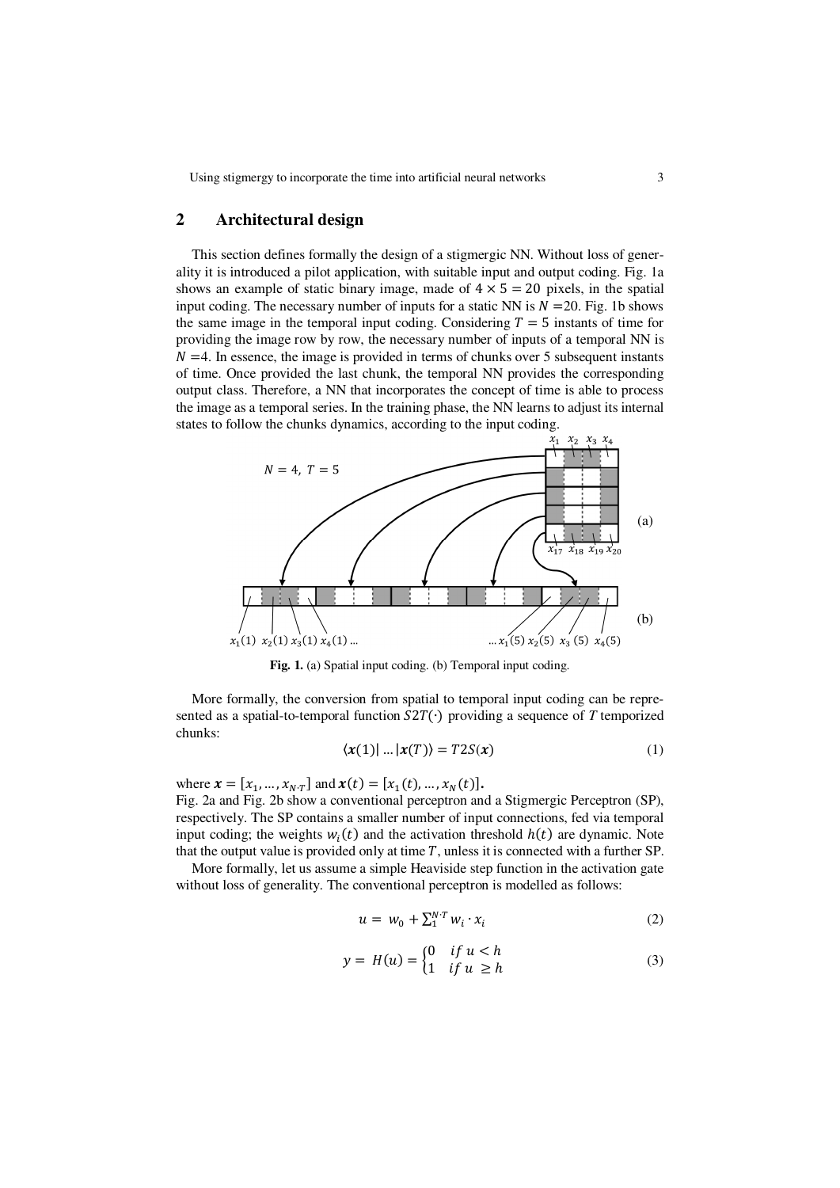## 2 Architectural design

This section defines formally the design of a stigmergic NN. Without loss of generality it is introduced a pilot application, with suitable input and output coding. Fig. 1a shows an example of static binary image, made of $4 \times 5 = 20$ pixels, in the spatial input coding. The necessary number of inputs for a static NN is $N = 20$. Fig. 1b shows the same image in the temporal input coding. Considering $T = 5$ instants of time for providing the image row by row, the necessary number of inputs of a temporal NN is $N = 4$. In essence, the image is provided in terms of chunks over 5 subsequent instants of time. Once provided the last chunk, the temporal NN provides the corresponding output class. Therefore, a NN that incorporates the concept of time is able to process the image as a temporal series. In the training phase, the NN learns to adjust its internal states to follow the chunks dynamics, according to the input coding.

**Fig. 1.** (a) Spatial input coding. (b) Temporal input coding.

More formally, the conversion from spatial to temporal input coding can be represented as a spatial-to-temporal function $S2T(\cdot)$ providing a sequence of $T$ temporized chunks:

$$\langle \boldsymbol{x}(1) | \ldots | \boldsymbol{x}(T) \rangle = T2S(\boldsymbol{x}) \tag{1}$$

where $\boldsymbol{x} = [x_1, \ldots, x_{N \cdot T}]$ and $\boldsymbol{x}(t) = [x_1(t), \ldots, x_N(t)]$.

Fig. 2a and Fig. 2b show a conventional perceptron and a Stigmergic Perceptron (SP), respectively. The SP contains a smaller number of input connections, fed via temporal input coding; the weights $w_i(t)$ and the activation threshold $h(t)$ are dynamic. Note that the output value is provided only at time $T$, unless it is connected with a further SP.

More formally, let us assume a simple Heaviside step function in the activation gate without loss of generality. The conventional perceptron is modelled as follows:

$$u = w_0 + \sum_{1}^{N \cdot T} w_i \cdot x_i \tag{2}$$

$$y = H(u) = \begin{cases} 0 & if\ u < h \\ 1 & if\ u \geq h \end{cases} \tag{3}$$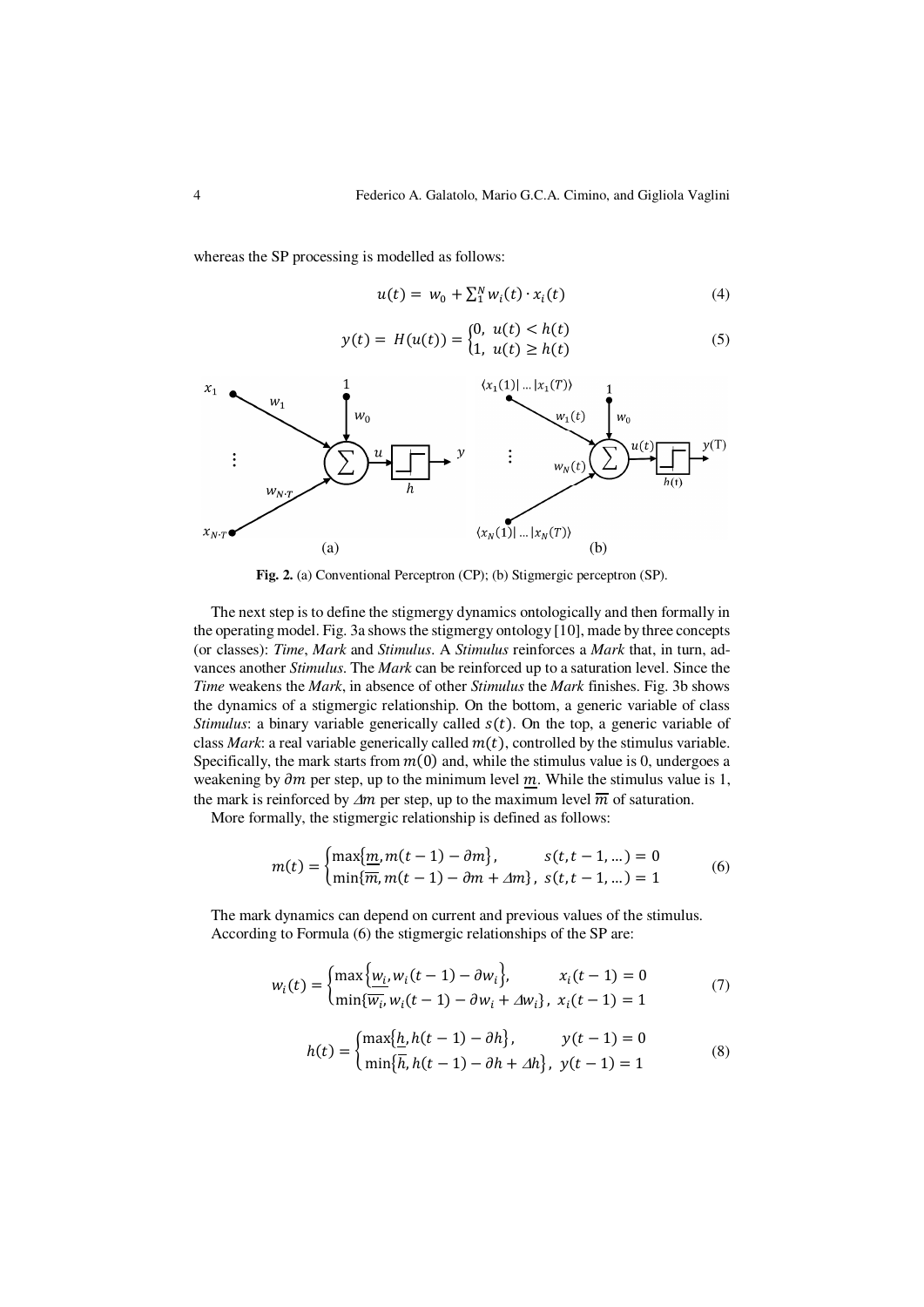whereas the SP processing is modelled as follows:

$$u(t) = w_0 + \sum_1^N w_i(t) \cdot x_i(t) \tag{4}$$

$$y(t) = H(u(t)) = \begin{cases} 0, & u(t) < h(t) \\ 1, & u(t) \geq h(t) \end{cases} \tag{5}$$

**Fig. 2.** (a) Conventional Perceptron (CP); (b) Stigmergic perceptron (SP).

The next step is to define the stigmergy dynamics ontologically and then formally in the operating model. Fig. 3a shows the stigmergy ontology [10], made by three concepts (or classes): *Time*, *Mark* and *Stimulus*. A *Stimulus* reinforces a *Mark* that, in turn, advances another *Stimulus*. The *Mark* can be reinforced up to a saturation level. Since the *Time* weakens the *Mark*, in absence of other *Stimulus* the *Mark* finishes. Fig. 3b shows the dynamics of a stigmergic relationship. On the bottom, a generic variable of class *Stimulus*: a binary variable generically called $s(t)$. On the top, a generic variable of class *Mark*: a real variable generically called $m(t)$, controlled by the stimulus variable. Specifically, the mark starts from $m(0)$ and, while the stimulus value is 0, undergoes a weakening by $\partial m$ per step, up to the minimum level $\underline{m}$. While the stimulus value is 1, the mark is reinforced by $\Delta m$ per step, up to the maximum level $\overline{m}$ of saturation.

More formally, the stigmergic relationship is defined as follows:

$$m(t) = \begin{cases} \max\{\underline{m}, m(t-1) - \partial m\}, & s(t, t-1, \ldots) = 0 \\ \min\{\overline{m}, m(t-1) - \partial m + \Delta m\}, & s(t, t-1, \ldots) = 1 \end{cases} \tag{6}$$

The mark dynamics can depend on current and previous values of the stimulus.

According to Formula (6) the stigmergic relationships of the SP are:

$$w_i(t) = \begin{cases} \max\{\underline{w_i}, w_i(t-1) - \partial w_i\}, & x_i(t-1) = 0 \\ \min\{\overline{w_i}, w_i(t-1) - \partial w_i + \Delta w_i\}, & x_i(t-1) = 1 \end{cases} \tag{7}$$

$$h(t) = \begin{cases} \max\{\underline{h}, h(t-1) - \partial h\}, & y(t-1) = 0 \\ \min\{\overline{h}, h(t-1) - \partial h + \Delta h\}, & y(t-1) = 1 \end{cases} \tag{8}$$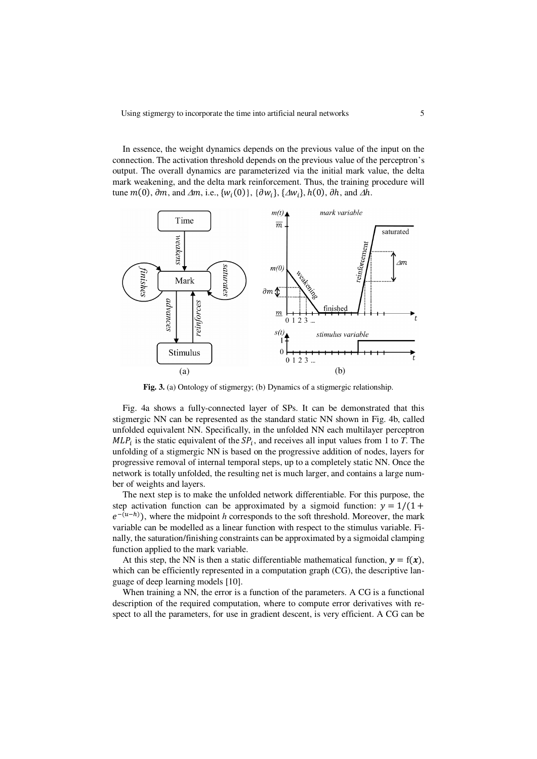In essence, the weight dynamics depends on the previous value of the input on the connection. The activation threshold depends on the previous value of the perceptron's output. The overall dynamics are parameterized via the initial mark value, the delta mark weakening, and the delta mark reinforcement. Thus, the training procedure will tune $m(0)$, $\partial m$, and $\Delta m$, i.e., $\{w_i(0)\}$, $\{\partial w_i\}$, $\{\Delta w_i\}$, $h(0)$, $\partial h$, and $\Delta h$.

**Fig. 3.** (a) Ontology of stigmergy; (b) Dynamics of a stigmergic relationship.

Fig. 4a shows a fully-connected layer of SPs. It can be demonstrated that this stigmergic NN can be represented as the standard static NN shown in Fig. 4b, called unfolded equivalent NN. Specifically, in the unfolded NN each multilayer perceptron $MLP_i$ is the static equivalent of the $SP_i$, and receives all input values from 1 to $T$. The unfolding of a stigmergic NN is based on the progressive addition of nodes, layers for progressive removal of internal temporal steps, up to a completely static NN. Once the network is totally unfolded, the resulting net is much larger, and contains a large number of weights and layers.

The next step is to make the unfolded network differentiable. For this purpose, the step activation function can be approximated by a sigmoid function: $y = 1/(1 + e^{-(u-h)})$, where the midpoint $h$ corresponds to the soft threshold. Moreover, the mark variable can be modelled as a linear function with respect to the stimulus variable. Finally, the saturation/finishing constraints can be approximated by a sigmoidal clamping function applied to the mark variable.

At this step, the NN is then a static differentiable mathematical function, $\boldsymbol{y} = \mathrm{f}(\boldsymbol{x})$, which can be efficiently represented in a computation graph (CG), the descriptive language of deep learning models [10].

When training a NN, the error is a function of the parameters. A CG is a functional description of the required computation, where to compute error derivatives with respect to all the parameters, for use in gradient descent, is very efficient. A CG can be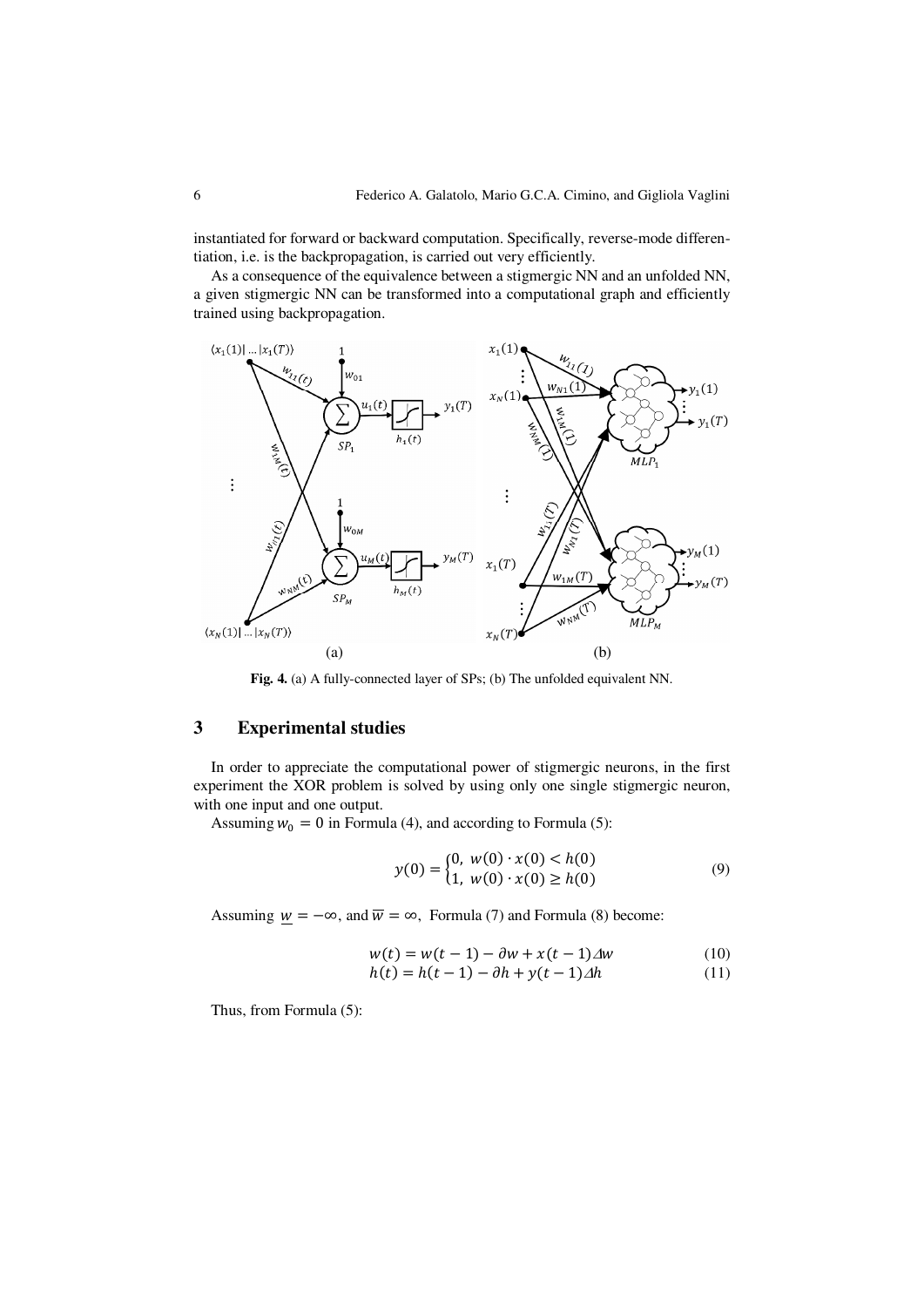instantiated for forward or backward computation. Specifically, reverse-mode differentiation, i.e. is the backpropagation, is carried out very efficiently.

As a consequence of the equivalence between a stigmergic NN and an unfolded NN, a given stigmergic NN can be transformed into a computational graph and efficiently trained using backpropagation.

**Fig. 4.** (a) A fully-connected layer of SPs; (b) The unfolded equivalent NN.

## 3 Experimental studies

In order to appreciate the computational power of stigmergic neurons, in the first experiment the XOR problem is solved by using only one single stigmergic neuron, with one input and one output.

Assuming $w_0 = 0$ in Formula (4), and according to Formula (5):

$$y(0) = \begin{cases} 0, & w(0) \cdot x(0) < h(0) \\ 1, & w(0) \cdot x(0) \geq h(0) \end{cases} \tag{9}$$

Assuming $\underline{w} = -\infty$, and $\overline{w} = \infty$, Formula (7) and Formula (8) become:

$$w(t) = w(t-1) - \partial w + x(t-1)\Delta w \tag{10}$$

$$h(t) = h(t-1) - \partial h + y(t-1)\Delta h \tag{11}$$

Thus, from Formula (5):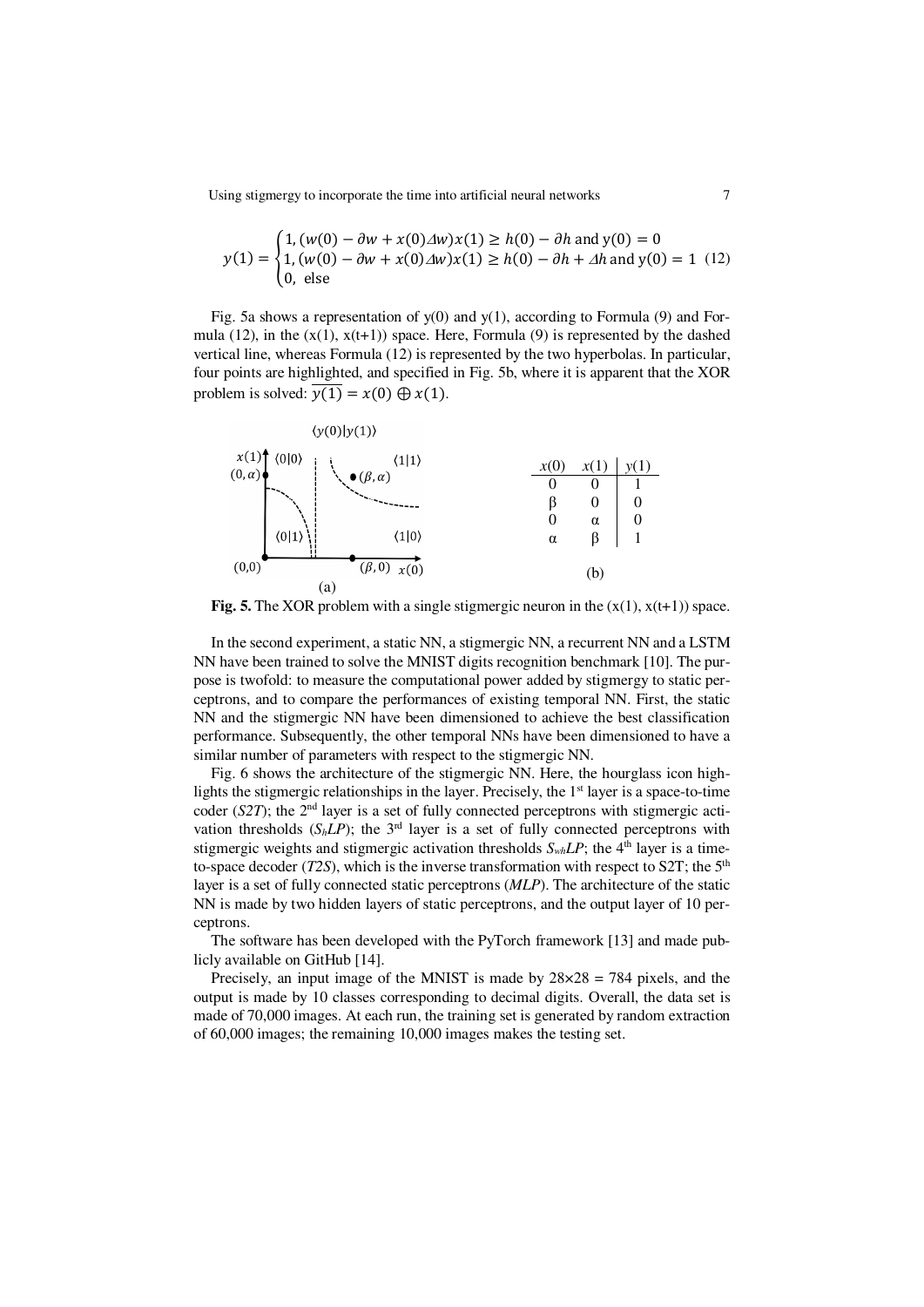$$y(1) = \begin{cases} 1, (w(0) - \partial w + x(0)\Delta w)x(1) \geq h(0) - \partial h \text{ and } y(0) = 0 \\ 1, (w(0) - \partial w + x(0)\Delta w)x(1) \geq h(0) - \partial h + \Delta h \text{ and } y(0) = 1 \\ 0, \text{ else} \end{cases} \quad (12)$$

Fig. 5a shows a representation of y(0) and y(1), according to Formula (9) and Formula (12), in the (x(1), x(t+1)) space. Here, Formula (9) is represented by the dashed vertical line, whereas Formula (12) is represented by the two hyperbolas. In particular, four points are highlighted, and specified in Fig. 5b, where it is apparent that the XOR problem is solved: $\overline{y(1)} = x(0) \oplus x(1)$.

| $x(0)$ | $x(1)$ | $y(1)$ |
|---|---|---|
| 0 | 0 | 1 |
| β | 0 | 0 |
| 0 | α | 0 |
| α | β | 1 |

(b)

**Fig. 5.** The XOR problem with a single stigmergic neuron in the (x(1), x(t+1)) space.

In the second experiment, a static NN, a stigmergic NN, a recurrent NN and a LSTM NN have been trained to solve the MNIST digits recognition benchmark [10]. The purpose is twofold: to measure the computational power added by stigmergy to static perceptrons, and to compare the performances of existing temporal NN. First, the static NN and the stigmergic NN have been dimensioned to achieve the best classification performance. Subsequently, the other temporal NNs have been dimensioned to have a similar number of parameters with respect to the stigmergic NN.

Fig. 6 shows the architecture of the stigmergic NN. Here, the hourglass icon highlights the stigmergic relationships in the layer. Precisely, the 1st layer is a space-to-time coder (*S2T*); the 2nd layer is a set of fully connected perceptrons with stigmergic activation thresholds ($S_hLP$); the 3rd layer is a set of fully connected perceptrons with stigmergic weights and stigmergic activation thresholds $S_{wh}LP$; the 4th layer is a time-to-space decoder (*T2S*), which is the inverse transformation with respect to S2T; the 5th layer is a set of fully connected static perceptrons (*MLP*). The architecture of the static NN is made by two hidden layers of static perceptrons, and the output layer of 10 perceptrons.

The software has been developed with the PyTorch framework [13] and made publicly available on GitHub [14].

Precisely, an input image of the MNIST is made by 28×28 = 784 pixels, and the output is made by 10 classes corresponding to decimal digits. Overall, the data set is made of 70,000 images. At each run, the training set is generated by random extraction of 60,000 images; the remaining 10,000 images makes the testing set.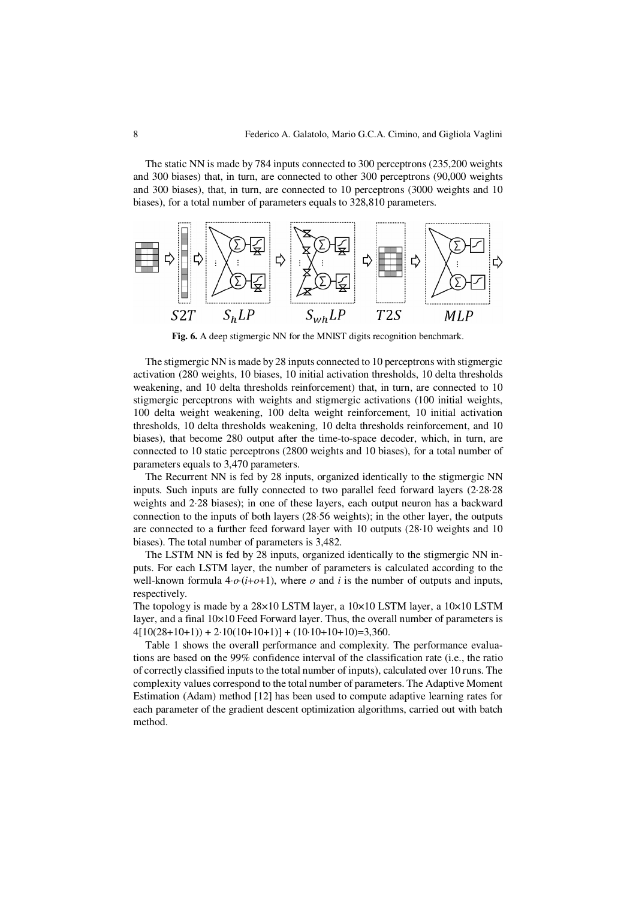The static NN is made by 784 inputs connected to 300 perceptrons (235,200 weights and 300 biases) that, in turn, are connected to other 300 perceptrons (90,000 weights and 300 biases), that, in turn, are connected to 10 perceptrons (3000 weights and 10 biases), for a total number of parameters equals to 328,810 parameters.

**Fig. 6.** A deep stigmergic NN for the MNIST digits recognition benchmark.

The stigmergic NN is made by 28 inputs connected to 10 perceptrons with stigmergic activation (280 weights, 10 biases, 10 initial activation thresholds, 10 delta thresholds weakening, and 10 delta thresholds reinforcement) that, in turn, are connected to 10 stigmergic perceptrons with weights and stigmergic activations (100 initial weights, 100 delta weight weakening, 100 delta weight reinforcement, 10 initial activation thresholds, 10 delta thresholds weakening, 10 delta thresholds reinforcement, and 10 biases), that become 280 output after the time-to-space decoder, which, in turn, are connected to 10 static perceptrons (2800 weights and 10 biases), for a total number of parameters equals to 3,470 parameters.

The Recurrent NN is fed by 28 inputs, organized identically to the stigmergic NN inputs. Such inputs are fully connected to two parallel feed forward layers ($2 \cdot 28 \cdot 28$ weights and $2 \cdot 28$ biases); in one of these layers, each output neuron has a backward connection to the inputs of both layers ($28 \cdot 56$ weights); in the other layer, the outputs are connected to a further feed forward layer with 10 outputs ($28 \cdot 10$ weights and 10 biases). The total number of parameters is 3,482.

The LSTM NN is fed by 28 inputs, organized identically to the stigmergic NN inputs. For each LSTM layer, the number of parameters is calculated according to the well-known formula $4 \cdot o \cdot (i+o+1)$, where $o$ and $i$ is the number of outputs and inputs, respectively.

The topology is made by a $28 \times 10$ LSTM layer, a $10 \times 10$ LSTM layer, a $10 \times 10$ LSTM layer, and a final $10 \times 10$ Feed Forward layer. Thus, the overall number of parameters is $4[10(28+10+1)) + 2 \cdot 10(10+10+1)] + (10 \cdot 10+10+10) = 3{,}360$.

Table 1 shows the overall performance and complexity. The performance evaluations are based on the 99% confidence interval of the classification rate (i.e., the ratio of correctly classified inputs to the total number of inputs), calculated over 10 runs. The complexity values correspond to the total number of parameters. The Adaptive Moment Estimation (Adam) method [12] has been used to compute adaptive learning rates for each parameter of the gradient descent optimization algorithms, carried out with batch method.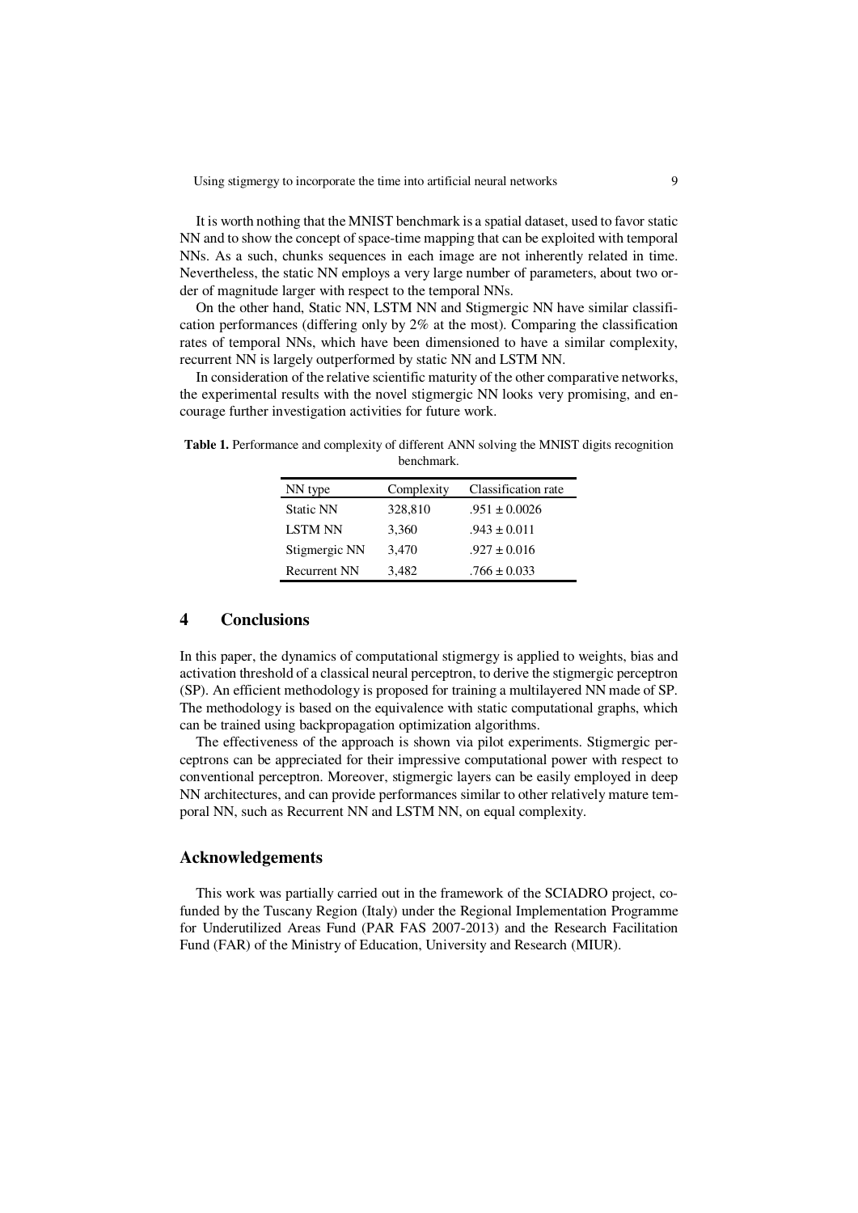It is worth nothing that the MNIST benchmark is a spatial dataset, used to favor static NN and to show the concept of space-time mapping that can be exploited with temporal NNs. As a such, chunks sequences in each image are not inherently related in time. Nevertheless, the static NN employs a very large number of parameters, about two order of magnitude larger with respect to the temporal NNs.

On the other hand, Static NN, LSTM NN and Stigmergic NN have similar classification performances (differing only by 2% at the most). Comparing the classification rates of temporal NNs, which have been dimensioned to have a similar complexity, recurrent NN is largely outperformed by static NN and LSTM NN.

In consideration of the relative scientific maturity of the other comparative networks, the experimental results with the novel stigmergic NN looks very promising, and encourage further investigation activities for future work.

**Table 1.** Performance and complexity of different ANN solving the MNIST digits recognition benchmark.

| NN type | Complexity | Classification rate |
|---|---|---|
| Static NN | 328,810 | .951 ± 0.0026 |
| LSTM NN | 3,360 | .943 ± 0.011 |
| Stigmergic NN | 3,470 | .927 ± 0.016 |
| Recurrent NN | 3,482 | .766 ± 0.033 |

## 4 Conclusions

In this paper, the dynamics of computational stigmergy is applied to weights, bias and activation threshold of a classical neural perceptron, to derive the stigmergic perceptron (SP). An efficient methodology is proposed for training a multilayered NN made of SP. The methodology is based on the equivalence with static computational graphs, which can be trained using backpropagation optimization algorithms.

The effectiveness of the approach is shown via pilot experiments. Stigmergic perceptrons can be appreciated for their impressive computational power with respect to conventional perceptron. Moreover, stigmergic layers can be easily employed in deep NN architectures, and can provide performances similar to other relatively mature temporal NN, such as Recurrent NN and LSTM NN, on equal complexity.

## Acknowledgements

This work was partially carried out in the framework of the SCIADRO project, co-funded by the Tuscany Region (Italy) under the Regional Implementation Programme for Underutilized Areas Fund (PAR FAS 2007-2013) and the Research Facilitation Fund (FAR) of the Ministry of Education, University and Research (MIUR).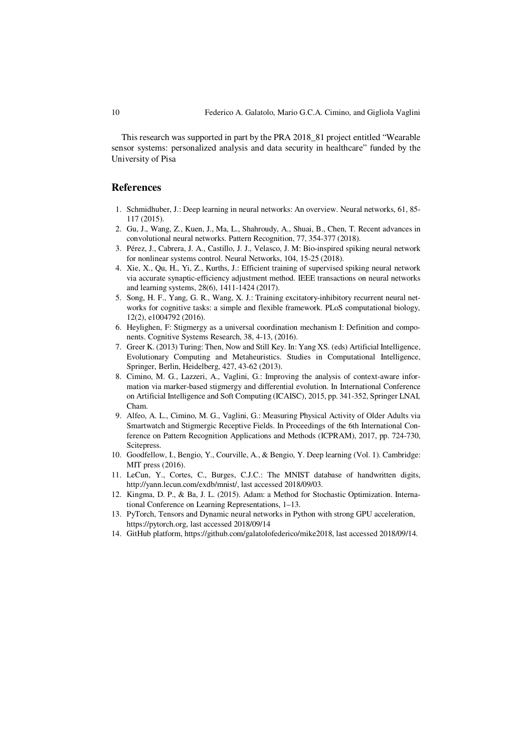This research was supported in part by the PRA 2018_81 project entitled "Wearable sensor systems: personalized analysis and data security in healthcare" funded by the University of Pisa

## References

1. Schmidhuber, J.: Deep learning in neural networks: An overview. Neural networks, 61, 85-117 (2015).
2. Gu, J., Wang, Z., Kuen, J., Ma, L., Shahroudy, A., Shuai, B., Chen, T. Recent advances in convolutional neural networks. Pattern Recognition, 77, 354-377 (2018).
3. Pérez, J., Cabrera, J. A., Castillo, J. J., Velasco, J. M: Bio-inspired spiking neural network for nonlinear systems control. Neural Networks, 104, 15-25 (2018).
4. Xie, X., Qu, H., Yi, Z., Kurths, J.: Efficient training of supervised spiking neural network via accurate synaptic-efficiency adjustment method. IEEE transactions on neural networks and learning systems, 28(6), 1411-1424 (2017).
5. Song, H. F., Yang, G. R., Wang, X. J.: Training excitatory-inhibitory recurrent neural networks for cognitive tasks: a simple and flexible framework. PLoS computational biology, 12(2), e1004792 (2016).
6. Heylighen, F: Stigmergy as a universal coordination mechanism I: Definition and components. Cognitive Systems Research, 38, 4-13, (2016).
7. Greer K. (2013) Turing: Then, Now and Still Key. In: Yang XS. (eds) Artificial Intelligence, Evolutionary Computing and Metaheuristics. Studies in Computational Intelligence, Springer, Berlin, Heidelberg, 427, 43-62 (2013).
8. Cimino, M. G., Lazzeri, A., Vaglini, G.: Improving the analysis of context-aware information via marker-based stigmergy and differential evolution. In International Conference on Artificial Intelligence and Soft Computing (ICAISC), 2015, pp. 341-352, Springer LNAI, Cham.
9. Alfeo, A. L., Cimino, M. G., Vaglini, G.: Measuring Physical Activity of Older Adults via Smartwatch and Stigmergic Receptive Fields. In Proceedings of the 6th International Conference on Pattern Recognition Applications and Methods (ICPRAM), 2017, pp. 724-730, Scitepress.
10. Goodfellow, I., Bengio, Y., Courville, A., & Bengio, Y. Deep learning (Vol. 1). Cambridge: MIT press (2016).
11. LeCun, Y., Cortes, C., Burges, C.J.C.: The MNIST database of handwritten digits, http://yann.lecun.com/exdb/mnist/, last accessed 2018/09/03.
12. Kingma, D. P., & Ba, J. L. (2015). Adam: a Method for Stochastic Optimization. International Conference on Learning Representations, 1–13.
13. PyTorch, Tensors and Dynamic neural networks in Python with strong GPU acceleration, https://pytorch.org, last accessed 2018/09/14
14. GitHub platform, https://github.com/galatolofederico/mike2018, last accessed 2018/09/14.